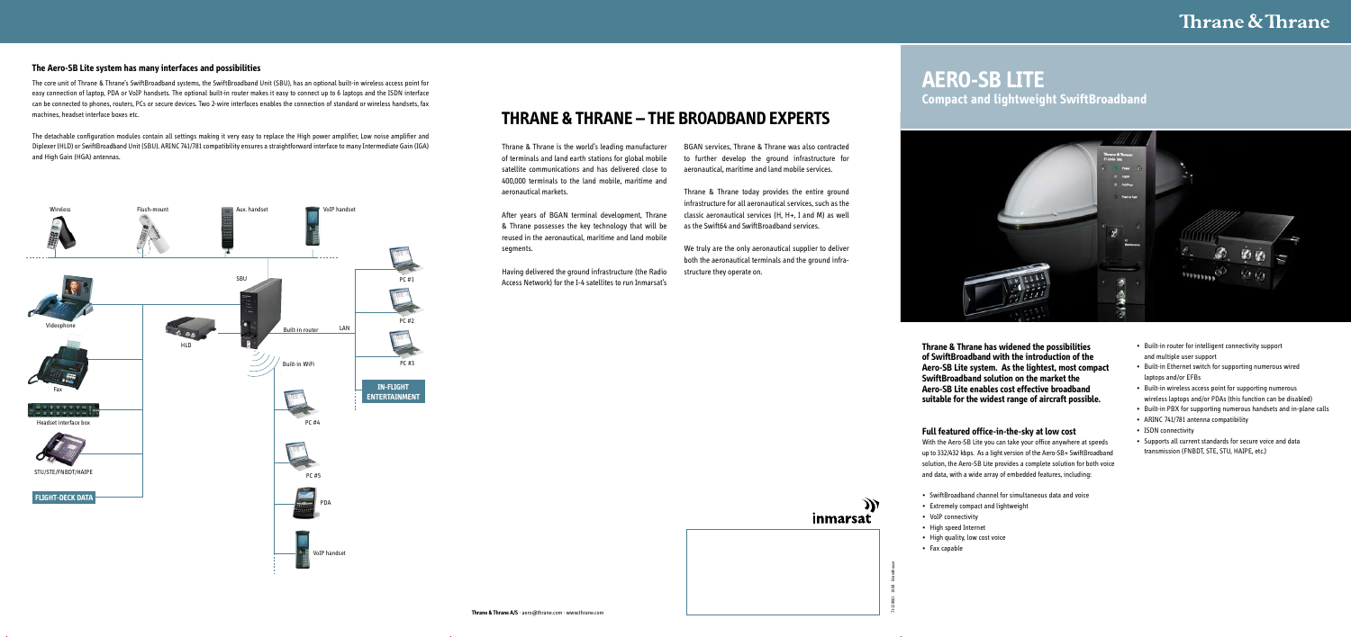# AERO-SB LITE

## Compact and lightweight SwiftBroadband

**Thrane & Thrane has widened the possibilities of SwiftBroadband with the introduction of the Aero-SB Lite system. As the lightest, most compact SwiftBroadband solution on the market the Aero-SB Lite enables cost effective broadband suitable for the widest range of aircraft possible.**

### Full featured office-in-the-sky at low cost

With the Aero-SB Lite you can take your office anywhere at speeds up to 332/432 kbps. As a light version of the Aero-SB+ SwiftBroadband solution, the Aero-SB Lite provides a complete solution for both voice and data, with a wide array of embedded features, including:

- SwiftBroadband channel for simultaneous data and voice
- Extremely compact and lightweight
- VoIP connectivity
- High speed Internet
- High quality, low cost voice
- Fax capable
- Built-in router for intelligent connectivity support and multiple user support
- Built-in Ethernet switch for supporting numerous wired laptops and/or EFBs
- Built-in wireless access point for supporting numerous wireless laptops and/or PDAs (this function can be disabled)
- Built-in PBX for supporting numerous handsets and in-plane calls
- ARINC 741/781 antenna compatibility
- ISDN connectivity
- Supports all current standards for secure voice and data transmission (FNBDT, STE, STU, HAIPE, etc.)

### The Aero-SB Lite system has many interfaces and possibilities

The core unit of Thrane & Thrane's SwiftBroadband systems, the SwiftBroadband Unit (SBU), has an optional built-in wireless access point for easy connection of laptop, PDA or VoIP handsets. The optional built-in router makes it easy to connect up to 6 laptops and the ISDN interface can be connected to phones, routers, PCs or secure devices. Two 2-wire interfaces enables the connection of standard or wireless handsets, fax machines, headset interface boxes etc.

The detachable configuration modules contain all settings making it very easy to replace the High power amplifier, Low noise amplifier and Diplexer (HLD) or SwiftBroadband Unit (SBU). ARINC 741/781 compatibility ensures a straightforward interface to many Intermediate Gain (IGA) and High Gain (HGA) antennas.

Wireless · Flush-mount · Aux. handset · VoIP handset · Videophone · Fax · Headset interface box · STU/STE/FNBDT/HAIPE · FLIGHT-DECK DATA · HLD · SBU · Built-in router · Built-in WiFi · LAN · PC #1 · PC #2 · PC #3 · PC #4 · PC #5 · PDA · VoIP handset · IN-FLIGHT ENTERTAINMENT

## THRANE & THRANE – THE BROADBAND EXPERTS

Thrane & Thrane is the world's leading manufacturer of terminals and land earth stations for global mobile satellite communications and has delivered close to 400,000 terminals to the land mobile, maritime and aeronautical markets.

After years of BGAN terminal development, Thrane & Thrane possesses the key technology that will be reused in the aeronautical, maritime and land mobile segments.

Having delivered the ground infrastructure (the Radio Access Network) for the I-4 satellites to run Inmarsat's BGAN services, Thrane & Thrane was also contracted to further develop the ground infrastructure for aeronautical, maritime and land mobile services.

Thrane & Thrane today provides the entire ground infrastructure for all aeronautical services, such as the classic aeronautical services (H, H+, I and M) as well as the Swift64 and SwiftBroadband services.

We truly are the only aeronautical supplier to deliver both the aeronautical terminals and the ground infrastructure they operate on.

**Thrane & Thrane A/S** · aero@thrane.com · www.thrane.com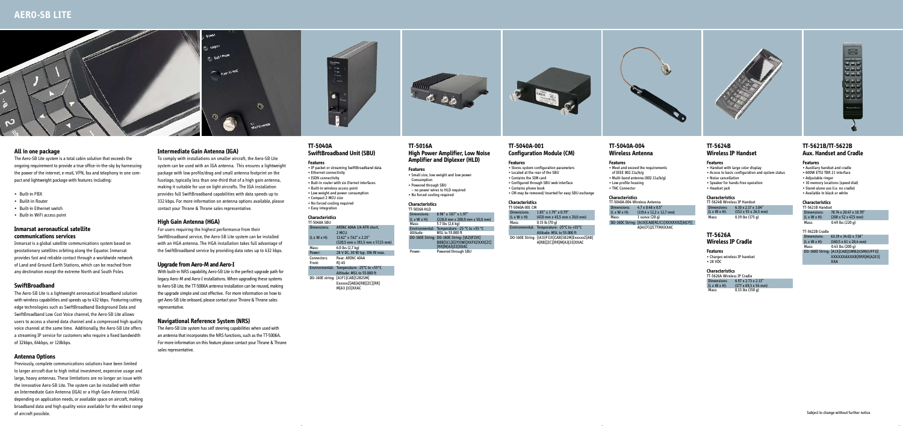# AERO-SB LITE

## All in one package

The Aero-SB Lite system is a total cabin solution that exceeds the ongoing requirement to provide a true office-in-the-sky by harnessing the power of the internet, e-mail, VPN, fax and telephony in one compact and lightweight package with features including:

- Built-in PBX
- Built-in Router
- Built-in Ethernet switch
- Built-in WiFi access point

## Inmarsat aeronautical satellite communications services

Inmarsat is a global satellite communications system based on geostationary satellites orbiting along the Equator. Inmarsat provides fast and reliable contact through a worldwide network of Land and Ground Earth Stations, which can be reached from any destination except the extreme North and South Poles.

## SwiftBroadband

The Aero-SB Lite is a lightweight aeronautical broadband solution with wireless capabilities and speeds up to 432 kbps. Featuring cutting edge technologies such as SwiftBroadband Background Data and SwiftBroadband Low Cost Voice channel, the Aero-SB Lite allows users to access a shared data channel and a compressed high quality voice channel at the same time. Additionally, the Aero-SB Lite offers a streaming IP service for customers who require a fixed bandwidth of 32kbps, 64kbps, or 128kbps.

## Antenna Options

Previously, complete communications solutions have been limited to larger aircraft due to high initial investment, expensive usage and large, heavy antennas. These limitations are no longer an issue with the innovative Aero-SB Lite. The system can be installed with either an Intermediate Gain Antenna (IGA) or a High Gain Antenna (HGA) depending on application needs, or available space on aircraft, making broadband data and high quality voice available for the widest range of aircraft possible.

## Intermediate Gain Antenna (IGA)

To comply with installations on smaller aircraft, the Aero-SB Lite system can be used with an IGA antenna. This ensures a lightweight package with low profile/drag and small antenna footprint on the fuselage, typically less than one-third that of a high gain antenna, making it suitable for use on light aircrafts. The IGA installation provides full SwiftBroadband capabilities with data speeds up to 332 kbps. For more information on antenna options available, please contact your Thrane & Thrane sales representative.

## High Gain Antenna (HGA)

For users requiring the highest performance from their SwiftBroadband service, the Aero-SB Lite system can be installed with an HGA antenna. The HGA installation takes full advantage of the SwiftBroadband service by providing data rates up to 432 kbps.

## Upgrade from Aero-M and Aero-I

With built-in NRS capability, Aero-SB Lite is the perfect upgrade path for legacy Aero-M and Aero-I installations. When upgrading these systems to Aero-SB Lite, the TT-5006A antenna installation can be reused, making the upgrade simple and cost effective. For more information on how to get Aero-SB Lite onboard, please contact your Thrane & Thrane sales representative.

## Navigational Reference System (NRS)

The Aero-SB Lite system has self steering capabilities when used with an antenna that incorporates the NRS functions, such as the TT-5006A. For more information on this feature please contact your Thrane & Thrane sales representative.

## TT-5040A SwiftBroadband Unit (SBU)

### Features

- IP packet or streaming SwiftBroadband data
- Ethernet connectivity
- ISDN connectivity
- Built-in router with six Eternet interfaces
- Built-in wireless access point
- Low weight and power consumption
- Compact 2 MCU size
- No forced cooling required
- Easy integration

### Characteristics

TT-5040A SBU

| | |
|---|---|
| Dimensions: | ARINC 404A 1/4 ATR short, 2 MCU. |
| (L x W x H): | 12.62" x 7.62" x 2.25" (320.5 mm x 193.5 mm x 57.15 mm) |
| Mass: | 6.0 lbs (2.7 kg) |
| Power: | 28 V DC, 30 W typ. 106 W max. |
| Connectors: | Rear: ARINC 404A |
| Front: | RJ-45 |
| Environmental: | Temperature: -25°C to +55°C Altitude: MSL to 55.000 ft |
| DO-160E string: | [A1F1]CAB[S2B2SM] ExxxxxZ[AB]A[RB][ZC][RR] M[A3 J33]XXAC |

## TT-5016A High Power Amplifier, Low Noise Amplifier and Diplexer (HLD)

### Features

- Small size, low weight and low power Consumption
- Powered through SBU – no power wires to HLD required
- No forced cooling required

### Characteristics

TT-5016A HLD

| | |
|---|---|
| Dimensions: | 8.98" x 7.87" x 1.97" |
| (L x W x H): | (228.0 mm x 200.0 mm x 50.0 mm) |
| Mass: | 5.7 lbs (2.6 kg) |
| Environmental: | Temperature: -25 °C to +55 °C |
| Altitude: | MSL to 55.000 ft |
| DO-160E String: | DO-160E String: [(A2)(F2)X] BBB[SCL][E][Y]{W][XXFXZXXX[ZC] [RR]M[A3]33]XXAC |
| Power: | Powered through SBU |

## TT-5040A-001 Configuration Module (CM)

### Features

- Stores system configuration parameters
- Located at the rear of the SBU
- Contains the SIM card
- Configured through SBU web interface
- Contains phone book
- CM may be removed/ inserted for easy SBU exchange

### Characteristics

TT-5040A-001 CM

| | |
|---|---|
| Dimensions: | 1.85" x 1.79" x 0.79" |
| (L x W x H): | (47.0 mm x 45.5 mm x 20.0 mm) |
| Mass: | 0.15 lb (70 g) |
| Environmental: | Temperature: -25°C to +55°C Altitude: MSL to 55.000 ft |
| DO-160E String: | [(A1)(F1)X]CAB[SB2M]ExxxxxZ[AB] A[RB][ZC][RR]M[A3]33]XXAC |

## TT-5040A-004 Wireless Antenna

### Features

- Meet and exceed the requirements of IEEE 802.11a/b/g
- Multi-band antenna (802.11a/b/g)
- Low profile housing
- TNC Connector

### Characteristics

TT-5040A-004 Wireless Antenna

| | |
|---|---|
| Dimensions: | 4.7 x 0.48 x 0.5" |
| (L x W x H): | (119.4 x 12.2 x 12.7 mm) |
| Mass: | 1 ounce (28 g) |
| DO-160C String: | [A1X]CAB[RC/C1]XXXXXXZ[A(CF)] A[A(CF)]ZCTTMXXXAC |

## TT-5626A Wireless IP Cradle

### Features

- Charges wireless IP handset
- 28 VDC

### Characteristics

TT-5626A Wireless IP Cradle

| | |
|---|---|
| Dimensions: | 6.97 x 2.73 x 2.13" |
| (L x W x H): | (177 x 69.3 x 54 mm) |
| Mass: | 0.33 lbs (150 g) |

## TT-5624B Wireless IP Handset

### Features

- Handset with large color display
- Access to basic configuration and system status
- Noise cancellation
- Speaker for hands-free operation
- Headset jack

### Characteristics

TT-5624B Wireless IP Handset

| | |
|---|---|
| Dimensions: | 6.10 x 2.17 x 1.04" |
| (L x W x H): | (152 x 55 x 26.5 mm) |
| Mass: | 0.39 lbs (175 g) |

## TT-5621B/TT-5622B Aux. Handset and Cradle

### Features

- Auxiliary handset and cradle
- 600W ETSI TBR 21 interface
- Adjustable ringer
- 10 memory locations (speed dial)
- Stand-alone use (i.e. no cradle)
- Available in black or white

### Characteristics

TT-5621B Handset

| | |
|---|---|
| Dimensions: | 78.74 x 20.47 x 18.70" |
| (L x W x H): | (200 x 52 x 47.5 mm) |
| Mass: | 0.49 lbs (220 g) |

TT-5622B Cradle

| | |
|---|---|
| Dimensions: | 63.19 x 24.02 x 7.36" |
| (L x W x H): | (160.5 x 61 x 28.4 mm) |
| Mass: | 0.43 lbs (200 g) |
| DO-160D String: | [A1X]CAB[(SMB2(SM)(UFF1)] XXXXXXAXXXB[RRR]M[A2E3] XXA |

Subject to change without further notice.